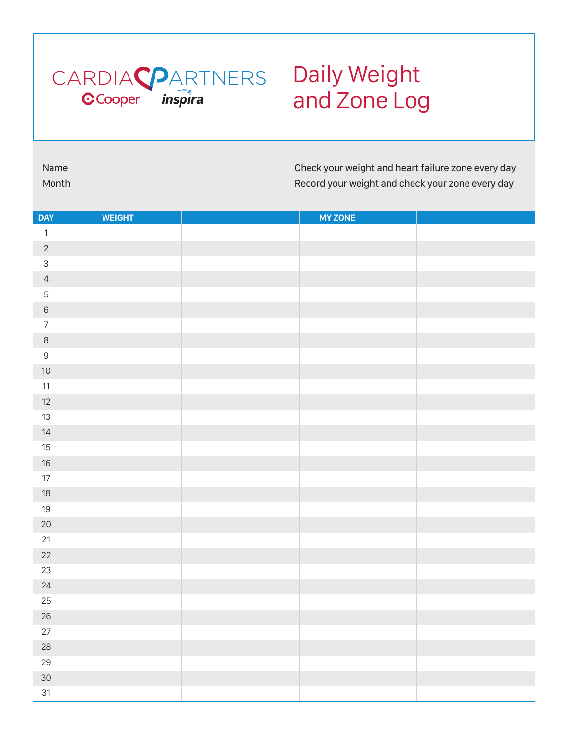CARDIAC PARTNERS

Cooper inspira

# Daily Weight and Zone Log

Name ____________________________________________ Check your weight and heart failure zone every day

Month ___________________________________________ Record your weight and check your zone every day

| DAY | WEIGHT | | MY ZONE | |
|---|---|---|---|---|
| 1 | | | | |
| 2 | | | | |
| 3 | | | | |
| 4 | | | | |
| 5 | | | | |
| 6 | | | | |
| 7 | | | | |
| 8 | | | | |
| 9 | | | | |
| 10 | | | | |
| 11 | | | | |
| 12 | | | | |
| 13 | | | | |
| 14 | | | | |
| 15 | | | | |
| 16 | | | | |
| 17 | | | | |
| 18 | | | | |
| 19 | | | | |
| 20 | | | | |
| 21 | | | | |
| 22 | | | | |
| 23 | | | | |
| 24 | | | | |
| 25 | | | | |
| 26 | | | | |
| 27 | | | | |
| 28 | | | | |
| 29 | | | | |
| 30 | | | | |
| 31 | | | | |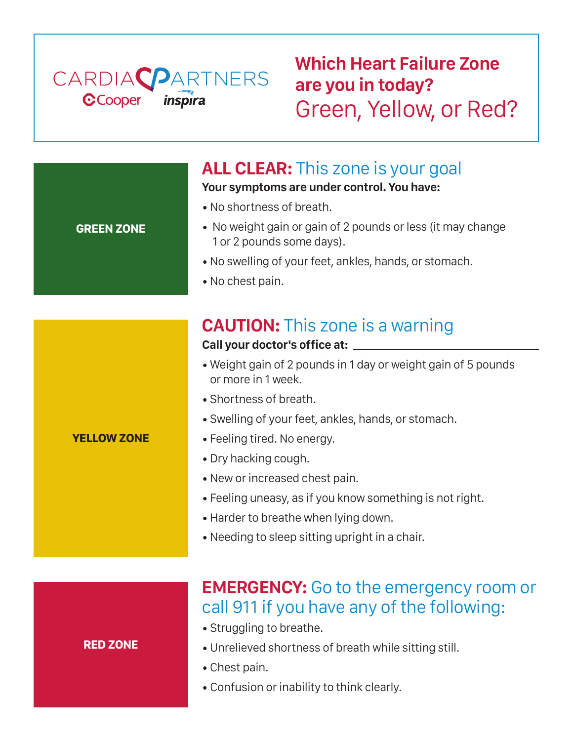CARDIA PARTNERS
Cooper inspira

# Which Heart Failure Zone are you in today?

## Green, Yellow, or Red?

**GREEN ZONE**

## ALL CLEAR: This zone is your goal

**Your symptoms are under control. You have:**

- No shortness of breath.
- No weight gain or gain of 2 pounds or less (it may change 1 or 2 pounds some days).
- No swelling of your feet, ankles, hands, or stomach.
- No chest pain.

**YELLOW ZONE**

## CAUTION: This zone is a warning

**Call your doctor's office at:** ______________________

- Weight gain of 2 pounds in 1 day or weight gain of 5 pounds or more in 1 week.
- Shortness of breath.
- Swelling of your feet, ankles, hands, or stomach.
- Feeling tired. No energy.
- Dry hacking cough.
- New or increased chest pain.
- Feeling uneasy, as if you know something is not right.
- Harder to breathe when lying down.
- Needing to sleep sitting upright in a chair.

**RED ZONE**

## EMERGENCY: Go to the emergency room or call 911 if you have any of the following:

- Struggling to breathe.
- Unrelieved shortness of breath while sitting still.
- Chest pain.
- Confusion or inability to think clearly.